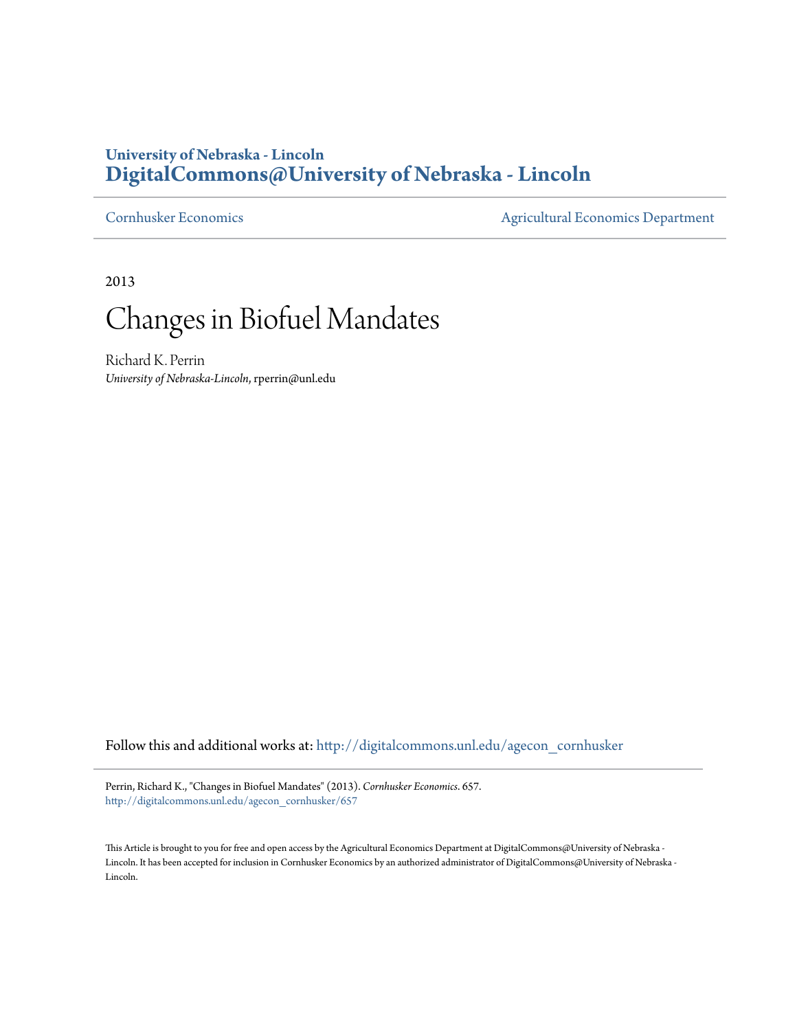University of Nebraska - Lincoln
**DigitalCommons@University of Nebraska - Lincoln**

Cornhusker Economics | Agricultural Economics Department

2013

# Changes in Biofuel Mandates

Richard K. Perrin
*University of Nebraska-Lincoln*, rperrin@unl.edu

Follow this and additional works at: http://digitalcommons.unl.edu/agecon_cornhusker

Perrin, Richard K., "Changes in Biofuel Mandates" (2013). *Cornhusker Economics*. 657.
http://digitalcommons.unl.edu/agecon_cornhusker/657

This Article is brought to you for free and open access by the Agricultural Economics Department at DigitalCommons@University of Nebraska - Lincoln. It has been accepted for inclusion in Cornhusker Economics by an authorized administrator of DigitalCommons@University of Nebraska - Lincoln.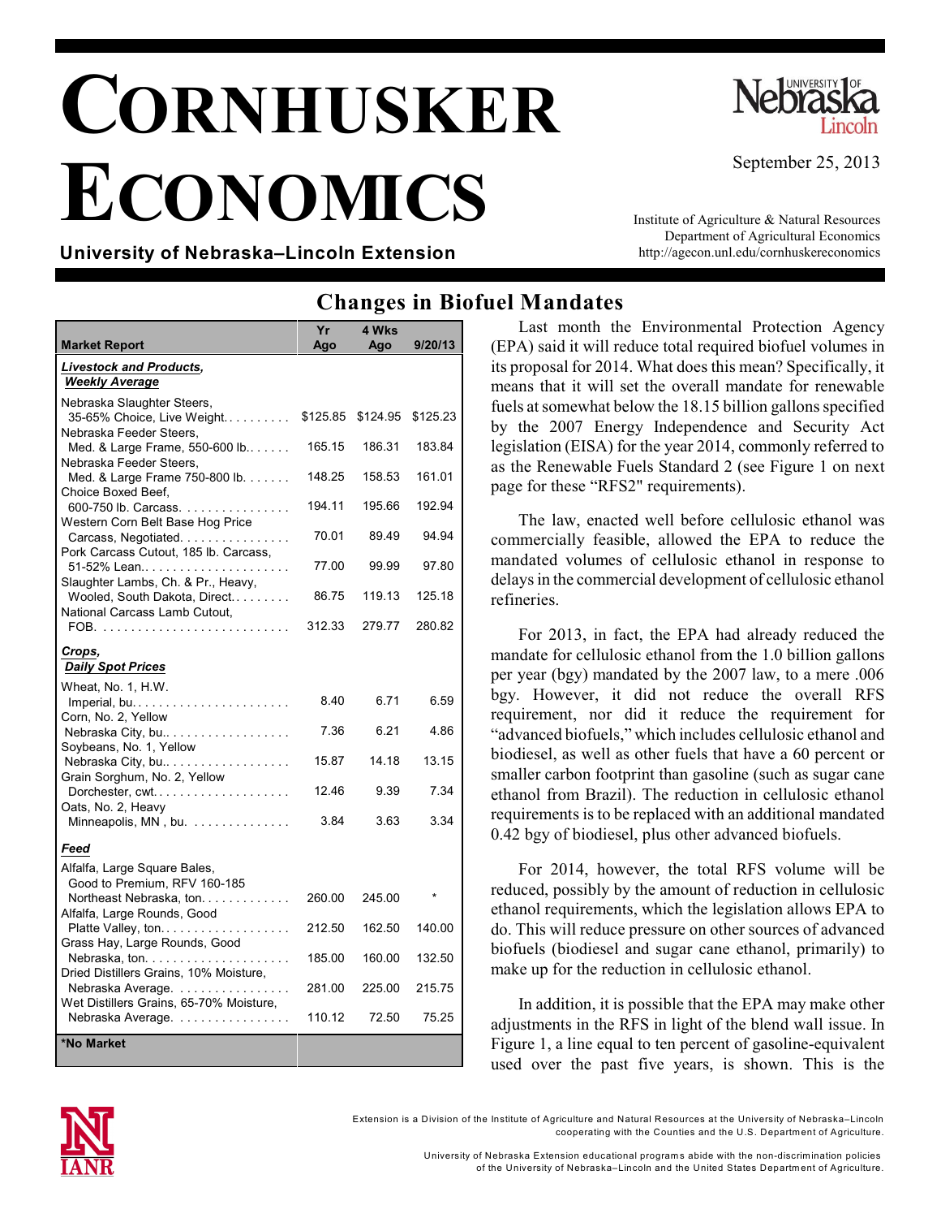# Cornhusker Economics

**University of Nebraska–Lincoln Extension**

September 25, 2013

Institute of Agriculture & Natural Resources
Department of Agricultural Economics
http://agecon.unl.edu/cornhuskereconomics

## Changes in Biofuel Mandates

| Market Report | Yr Ago | 4 Wks Ago | 9/20/13 |
|---|---|---|---|
| ***Livestock and Products, Weekly Average*** | | | |
| Nebraska Slaughter Steers, 35-65% Choice, Live Weight. . . . . . . . . . | $125.85 | $124.95 | $125.23 |
| Nebraska Feeder Steers, Med. & Large Frame, 550-600 lb.. . . . . . | 165.15 | 186.31 | 183.84 |
| Nebraska Feeder Steers, Med. & Large Frame 750-800 lb. . . . . . . | 148.25 | 158.53 | 161.01 |
| Choice Boxed Beef, 600-750 lb. Carcass. . . . . . . . . . . . . . . . | 194.11 | 195.66 | 192.94 |
| Western Corn Belt Base Hog Price Carcass, Negotiated. . . . . . . . . . . . . . . . | 70.01 | 89.49 | 94.94 |
| Pork Carcass Cutout, 185 lb. Carcass, 51-52% Lean.. . . . . . . . . . . . . . . . . . . . . | 77.00 | 99.99 | 97.80 |
| Slaughter Lambs, Ch. & Pr., Heavy, Wooled, South Dakota, Direct. . . . . . . . . | 86.75 | 119.13 | 125.18 |
| National Carcass Lamb Cutout, FOB. . . . . . . . . . . . . . . . . . . . . . . . . . . | 312.33 | 279.77 | 280.82 |
| ***Crops, Daily Spot Prices*** | | | |
| Wheat, No. 1, H.W. Imperial, bu. . . . . . . . . . . . . . . . . . . . . . . . | 8.40 | 6.71 | 6.59 |
| Corn, No. 2, Yellow Nebraska City, bu.. . . . . . . . . . . . . . . . . . | 7.36 | 6.21 | 4.86 |
| Soybeans, No. 1, Yellow Nebraska City, bu.. . . . . . . . . . . . . . . . . . | 15.87 | 14.18 | 13.15 |
| Grain Sorghum, No. 2, Yellow Dorchester, cwt. . . . . . . . . . . . . . . . . . . . | 12.46 | 9.39 | 7.34 |
| Oats, No. 2, Heavy Minneapolis, MN , bu. . . . . . . . . . . . . . | 3.84 | 3.63 | 3.34 |
| ***Feed*** | | | |
| Alfalfa, Large Square Bales, Good to Premium, RFV 160-185 Northeast Nebraska, ton. . . . . . . . . . . . . | 260.00 | 245.00 | * |
| Alfalfa, Large Rounds, Good Platte Valley, ton. . . . . . . . . . . . . . . . . . . | 212.50 | 162.50 | 140.00 |
| Grass Hay, Large Rounds, Good Nebraska, ton. . . . . . . . . . . . . . . . . . . . . | 185.00 | 160.00 | 132.50 |
| Dried Distillers Grains, 10% Moisture, Nebraska Average. . . . . . . . . . . . . . . . | 281.00 | 225.00 | 215.75 |
| Wet Distillers Grains, 65-70% Moisture, Nebraska Average. . . . . . . . . . . . . . . . | 110.12 | 72.50 | 75.25 |

*No Market

Last month the Environmental Protection Agency (EPA) said it will reduce total required biofuel volumes in its proposal for 2014. What does this mean? Specifically, it means that it will set the overall mandate for renewable fuels at somewhat below the 18.15 billion gallons specified by the 2007 Energy Independence and Security Act legislation (EISA) for the year 2014, commonly referred to as the Renewable Fuels Standard 2 (see Figure 1 on next page for these "RFS2" requirements).

The law, enacted well before cellulosic ethanol was commercially feasible, allowed the EPA to reduce the mandated volumes of cellulosic ethanol in response to delays in the commercial development of cellulosic ethanol refineries.

For 2013, in fact, the EPA had already reduced the mandate for cellulosic ethanol from the 1.0 billion gallons per year (bgy) mandated by the 2007 law, to a mere .006 bgy. However, it did not reduce the overall RFS requirement, nor did it reduce the requirement for "advanced biofuels," which includes cellulosic ethanol and biodiesel, as well as other fuels that have a 60 percent or smaller carbon footprint than gasoline (such as sugar cane ethanol from Brazil). The reduction in cellulosic ethanol requirements is to be replaced with an additional mandated 0.42 bgy of biodiesel, plus other advanced biofuels.

For 2014, however, the total RFS volume will be reduced, possibly by the amount of reduction in cellulosic ethanol requirements, which the legislation allows EPA to do. This will reduce pressure on other sources of advanced biofuels (biodiesel and sugar cane ethanol, primarily) to make up for the reduction in cellulosic ethanol.

In addition, it is possible that the EPA may make other adjustments in the RFS in light of the blend wall issue. In Figure 1, a line equal to ten percent of gasoline-equivalent used over the past five years, is shown. This is the

Extension is a Division of the Institute of Agriculture and Natural Resources at the University of Nebraska–Lincoln cooperating with the Counties and the U.S. Department of Agriculture.

University of Nebraska Extension educational programs abide with the non-discrimination policies of the University of Nebraska–Lincoln and the United States Department of Agriculture.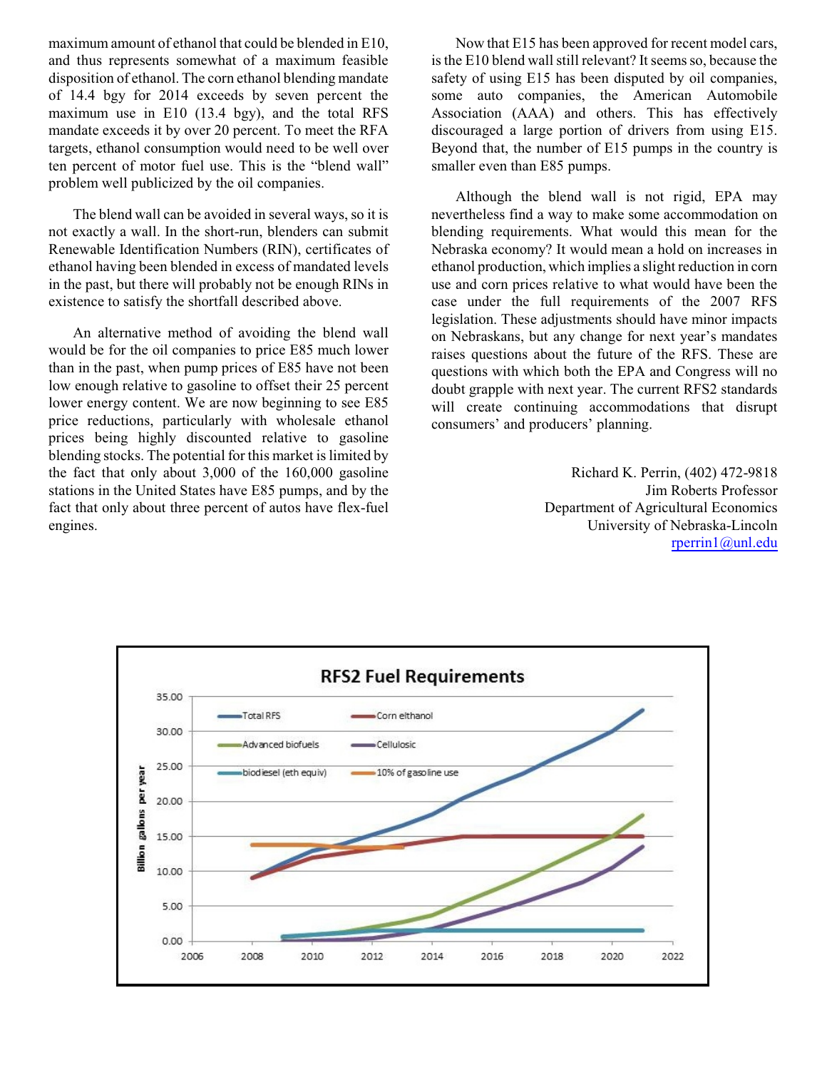maximum amount of ethanol that could be blended in E10, and thus represents somewhat of a maximum feasible disposition of ethanol. The corn ethanol blending mandate of 14.4 bgy for 2014 exceeds by seven percent the maximum use in E10 (13.4 bgy), and the total RFS mandate exceeds it by over 20 percent. To meet the RFA targets, ethanol consumption would need to be well over ten percent of motor fuel use. This is the "blend wall" problem well publicized by the oil companies.

The blend wall can be avoided in several ways, so it is not exactly a wall. In the short-run, blenders can submit Renewable Identification Numbers (RIN), certificates of ethanol having been blended in excess of mandated levels in the past, but there will probably not be enough RINs in existence to satisfy the shortfall described above.

An alternative method of avoiding the blend wall would be for the oil companies to price E85 much lower than in the past, when pump prices of E85 have not been low enough relative to gasoline to offset their 25 percent lower energy content. We are now beginning to see E85 price reductions, particularly with wholesale ethanol prices being highly discounted relative to gasoline blending stocks. The potential for this market is limited by the fact that only about 3,000 of the 160,000 gasoline stations in the United States have E85 pumps, and by the fact that only about three percent of autos have flex-fuel engines.

Now that E15 has been approved for recent model cars, is the E10 blend wall still relevant? It seems so, because the safety of using E15 has been disputed by oil companies, some auto companies, the American Automobile Association (AAA) and others. This has effectively discouraged a large portion of drivers from using E15. Beyond that, the number of E15 pumps in the country is smaller even than E85 pumps.

Although the blend wall is not rigid, EPA may nevertheless find a way to make some accommodation on blending requirements. What would this mean for the Nebraska economy? It would mean a hold on increases in ethanol production, which implies a slight reduction in corn use and corn prices relative to what would have been the case under the full requirements of the 2007 RFS legislation. These adjustments should have minor impacts on Nebraskans, but any change for next year's mandates raises questions about the future of the RFS. These are questions with which both the EPA and Congress will no doubt grapple with next year. The current RFS2 standards will create continuing accommodations that disrupt consumers' and producers' planning.

Richard K. Perrin, (402) 472-9818
Jim Roberts Professor
Department of Agricultural Economics
University of Nebraska-Lincoln
rperrin1@unl.edu

RFS2 Fuel Requirements

Billion gallons per year

35.00
30.00
25.00
20.00
15.00
10.00
5.00
0.00

2006 2008 2010 2012 2014 2016 2018 2020 2022

Total RFS
Corn elthanol
Advanced biofuels
Cellulosic
biodiesel (eth equiv)
10% of gasoline use